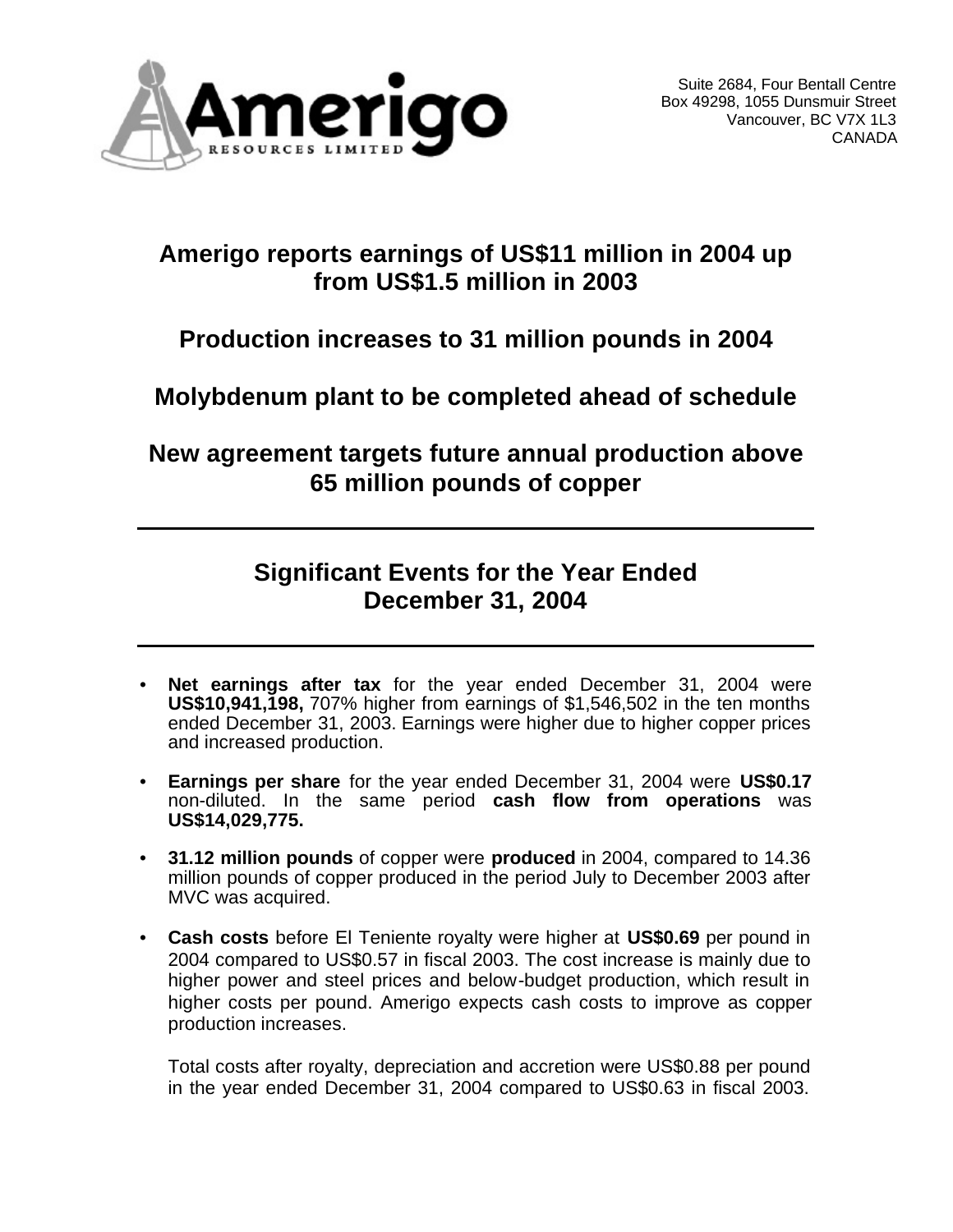Amerigo

RESOURCES LIMITED

Suite 2684, Four Bentall Centre
Box 49298, 1055 Dunsmuir Street
Vancouver, BC V7X 1L3
CANADA

# Amerigo reports earnings of US$11 million in 2004 up from US$1.5 million in 2003

# Production increases to 31 million pounds in 2004

# Molybdenum plant to be completed ahead of schedule

# New agreement targets future annual production above 65 million pounds of copper

---

## Significant Events for the Year Ended December 31, 2004

---

- **Net earnings after tax** for the year ended December 31, 2004 were **US$10,941,198,** 707% higher from earnings of $1,546,502 in the ten months ended December 31, 2003. Earnings were higher due to higher copper prices and increased production.

- **Earnings per share** for the year ended December 31, 2004 were **US$0.17** non-diluted. In the same period **cash flow from operations** was **US$14,029,775.**

- **31.12 million pounds** of copper were **produced** in 2004, compared to 14.36 million pounds of copper produced in the period July to December 2003 after MVC was acquired.

- **Cash costs** before El Teniente royalty were higher at **US$0.69** per pound in 2004 compared to US$0.57 in fiscal 2003. The cost increase is mainly due to higher power and steel prices and below-budget production, which result in higher costs per pound. Amerigo expects cash costs to improve as copper production increases.

  Total costs after royalty, depreciation and accretion were US$0.88 per pound in the year ended December 31, 2004 compared to US$0.63 in fiscal 2003.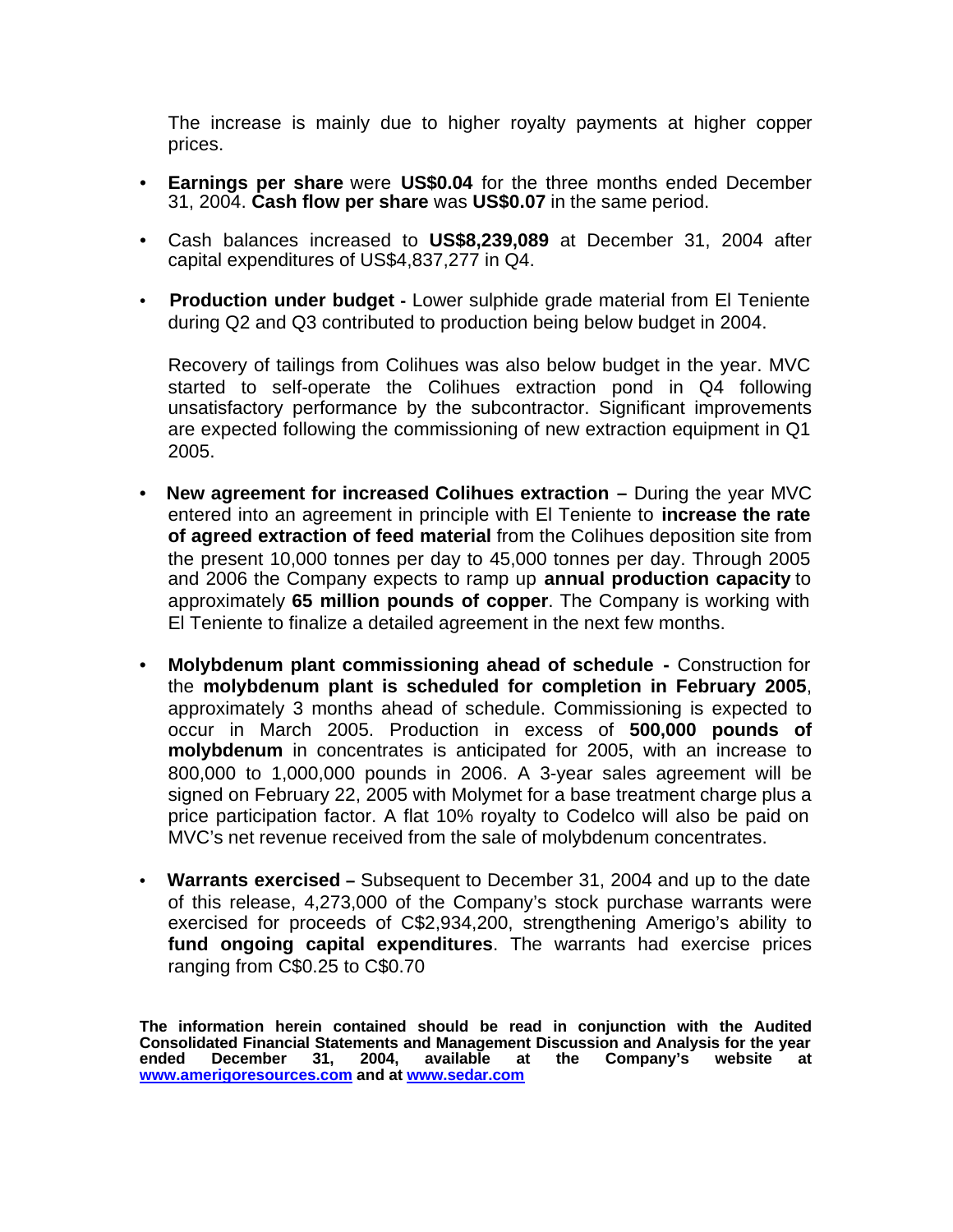The increase is mainly due to higher royalty payments at higher copper prices.

- **Earnings per share** were **US$0.04** for the three months ended December 31, 2004. **Cash flow per share** was **US$0.07** in the same period.

- Cash balances increased to **US$8,239,089** at December 31, 2004 after capital expenditures of US$4,837,277 in Q4.

- **Production under budget -** Lower sulphide grade material from El Teniente during Q2 and Q3 contributed to production being below budget in 2004.

  Recovery of tailings from Colihues was also below budget in the year. MVC started to self-operate the Colihues extraction pond in Q4 following unsatisfactory performance by the subcontractor. Significant improvements are expected following the commissioning of new extraction equipment in Q1 2005.

- **New agreement for increased Colihues extraction –** During the year MVC entered into an agreement in principle with El Teniente to **increase the rate of agreed extraction of feed material** from the Colihues deposition site from the present 10,000 tonnes per day to 45,000 tonnes per day. Through 2005 and 2006 the Company expects to ramp up **annual production capacity** to approximately **65 million pounds of copper**. The Company is working with El Teniente to finalize a detailed agreement in the next few months.

- **Molybdenum plant commissioning ahead of schedule -** Construction for the **molybdenum plant is scheduled for completion in February 2005**, approximately 3 months ahead of schedule. Commissioning is expected to occur in March 2005. Production in excess of **500,000 pounds of molybdenum** in concentrates is anticipated for 2005, with an increase to 800,000 to 1,000,000 pounds in 2006. A 3-year sales agreement will be signed on February 22, 2005 with Molymet for a base treatment charge plus a price participation factor. A flat 10% royalty to Codelco will also be paid on MVC's net revenue received from the sale of molybdenum concentrates.

- **Warrants exercised –** Subsequent to December 31, 2004 and up to the date of this release, 4,273,000 of the Company's stock purchase warrants were exercised for proceeds of C$2,934,200, strengthening Amerigo's ability to **fund ongoing capital expenditures**. The warrants had exercise prices ranging from C$0.25 to C$0.70

**The information herein contained should be read in conjunction with the Audited Consolidated Financial Statements and Management Discussion and Analysis for the year ended December 31, 2004, available at the Company's website at www.amerigoresources.com and at www.sedar.com**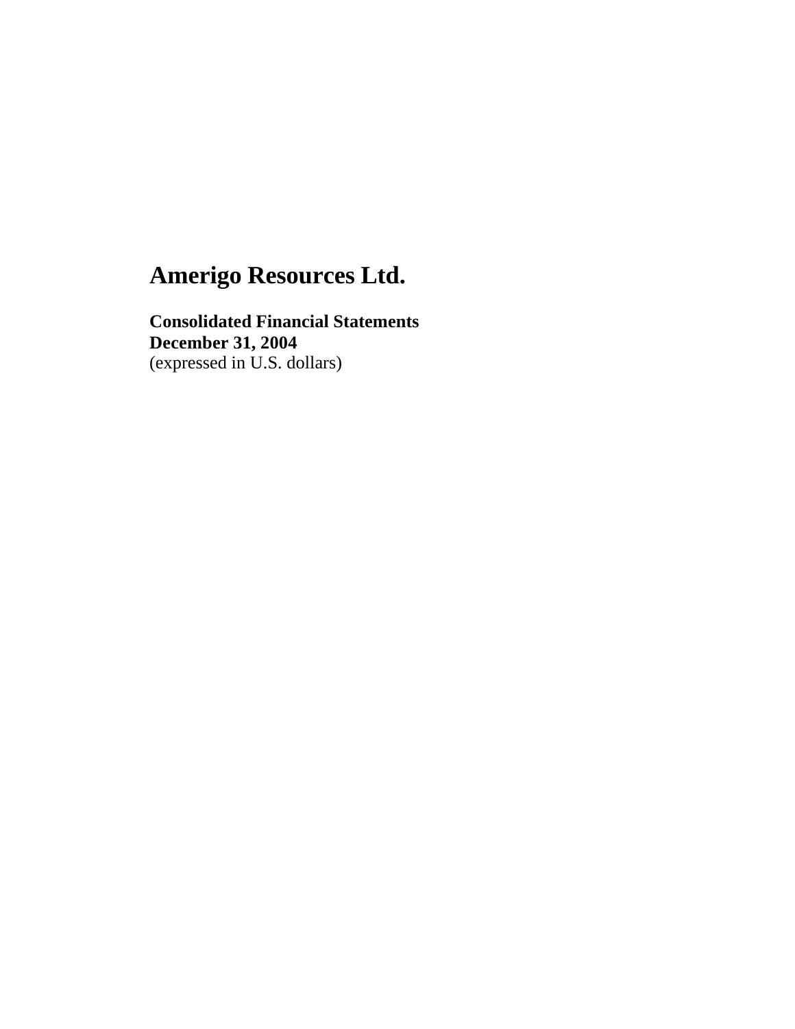# Amerigo Resources Ltd.

**Consolidated Financial Statements**
**December 31, 2004**
(expressed in U.S. dollars)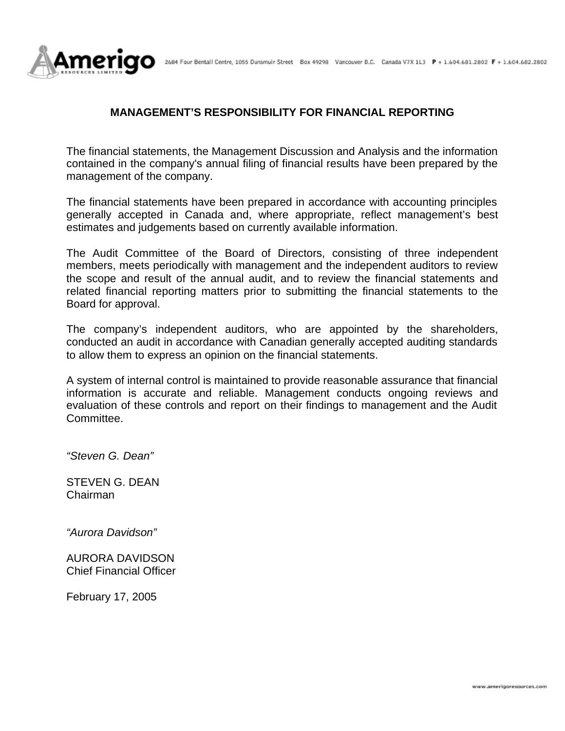# MANAGEMENT'S RESPONSIBILITY FOR FINANCIAL REPORTING

The financial statements, the Management Discussion and Analysis and the information contained in the company's annual filing of financial results have been prepared by the management of the company.

The financial statements have been prepared in accordance with accounting principles generally accepted in Canada and, where appropriate, reflect management's best estimates and judgements based on currently available information.

The Audit Committee of the Board of Directors, consisting of three independent members, meets periodically with management and the independent auditors to review the scope and result of the annual audit, and to review the financial statements and related financial reporting matters prior to submitting the financial statements to the Board for approval.

The company's independent auditors, who are appointed by the shareholders, conducted an audit in accordance with Canadian generally accepted auditing standards to allow them to express an opinion on the financial statements.

A system of internal control is maintained to provide reasonable assurance that financial information is accurate and reliable. Management conducts ongoing reviews and evaluation of these controls and report on their findings to management and the Audit Committee.

*"Steven G. Dean"*

STEVEN G. DEAN
Chairman

*"Aurora Davidson"*

AURORA DAVIDSON
Chief Financial Officer

February 17, 2005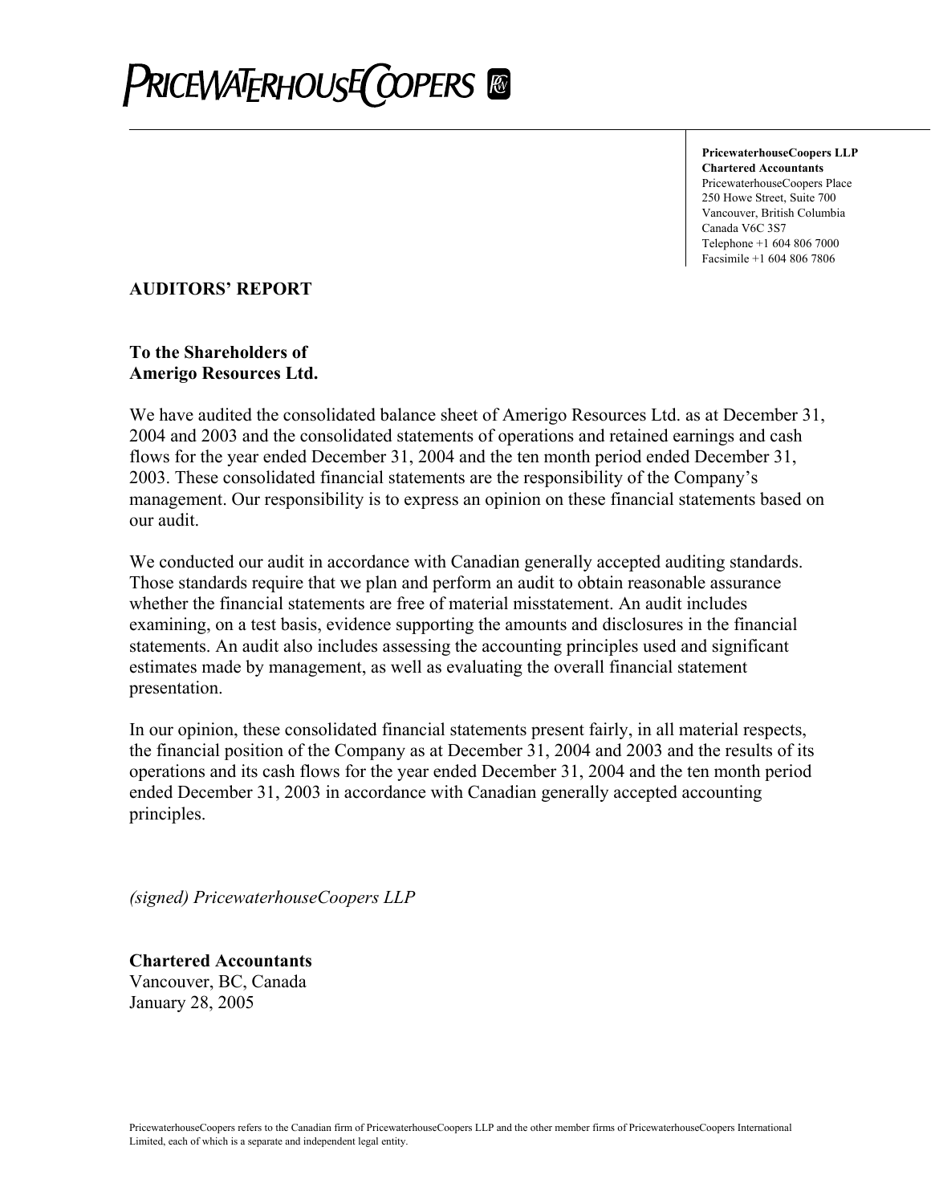# PRICEWATERHOUSECOOPERS

**PricewaterhouseCoopers LLP**
**Chartered Accountants**
PricewaterhouseCoopers Place
250 Howe Street, Suite 700
Vancouver, British Columbia
Canada V6C 3S7
Telephone +1 604 806 7000
Facsimile +1 604 806 7806

## AUDITORS' REPORT

**To the Shareholders of**
**Amerigo Resources Ltd.**

We have audited the consolidated balance sheet of Amerigo Resources Ltd. as at December 31, 2004 and 2003 and the consolidated statements of operations and retained earnings and cash flows for the year ended December 31, 2004 and the ten month period ended December 31, 2003. These consolidated financial statements are the responsibility of the Company's management. Our responsibility is to express an opinion on these financial statements based on our audit.

We conducted our audit in accordance with Canadian generally accepted auditing standards. Those standards require that we plan and perform an audit to obtain reasonable assurance whether the financial statements are free of material misstatement. An audit includes examining, on a test basis, evidence supporting the amounts and disclosures in the financial statements. An audit also includes assessing the accounting principles used and significant estimates made by management, as well as evaluating the overall financial statement presentation.

In our opinion, these consolidated financial statements present fairly, in all material respects, the financial position of the Company as at December 31, 2004 and 2003 and the results of its operations and its cash flows for the year ended December 31, 2004 and the ten month period ended December 31, 2003 in accordance with Canadian generally accepted accounting principles.

*(signed) PricewaterhouseCoopers LLP*

**Chartered Accountants**
Vancouver, BC, Canada
January 28, 2005

PricewaterhouseCoopers refers to the Canadian firm of PricewaterhouseCoopers LLP and the other member firms of PricewaterhouseCoopers International Limited, each of which is a separate and independent legal entity.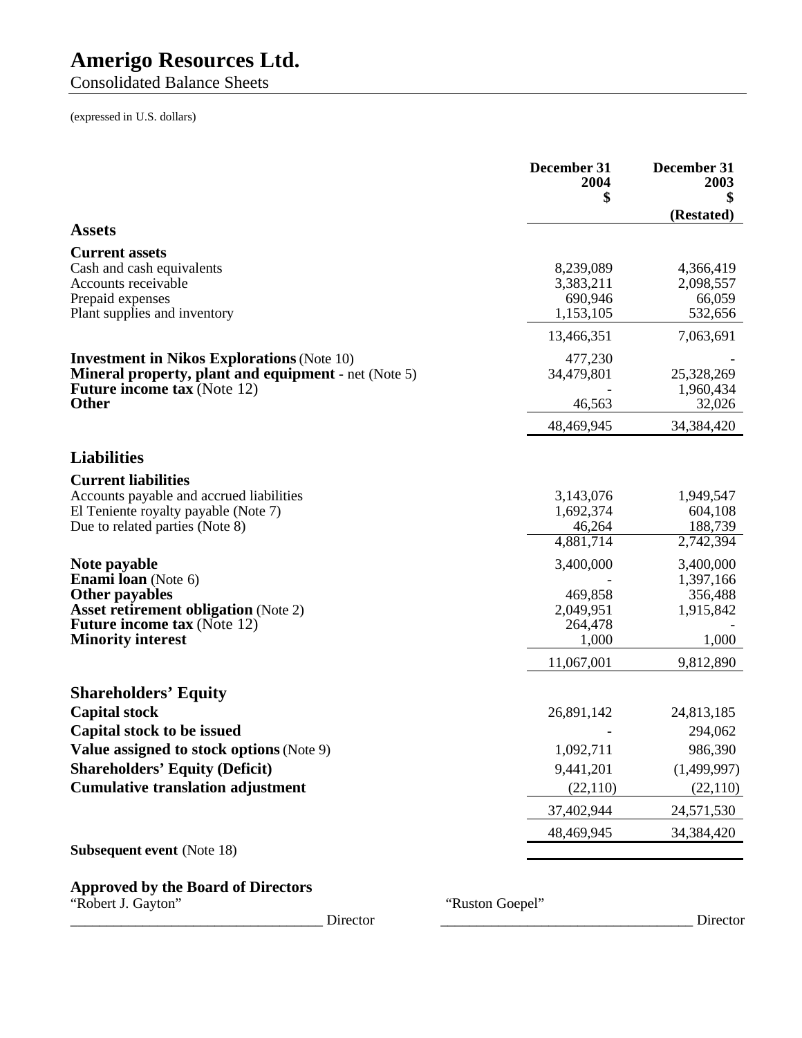# Amerigo Resources Ltd.

## Consolidated Balance Sheets

(expressed in U.S. dollars)

| | December 31 2004 $ | December 31 2003 $ (Restated) |
|---|---|---|
| **Assets** | | |
| **Current assets** | | |
| Cash and cash equivalents | 8,239,089 | 4,366,419 |
| Accounts receivable | 3,383,211 | 2,098,557 |
| Prepaid expenses | 690,946 | 66,059 |
| Plant supplies and inventory | 1,153,105 | 532,656 |
| | 13,466,351 | 7,063,691 |
| **Investment in Nikos Explorations** (Note 10) | 477,230 | - |
| **Mineral property, plant and equipment** - net (Note 5) | 34,479,801 | 25,328,269 |
| **Future income tax** (Note 12) | - | 1,960,434 |
| **Other** | 46,563 | 32,026 |
| | 48,469,945 | 34,384,420 |
| **Liabilities** | | |
| **Current liabilities** | | |
| Accounts payable and accrued liabilities | 3,143,076 | 1,949,547 |
| El Teniente royalty payable (Note 7) | 1,692,374 | 604,108 |
| Due to related parties (Note 8) | 46,264 | 188,739 |
| | 4,881,714 | 2,742,394 |
| **Note payable** | 3,400,000 | 3,400,000 |
| **Enami loan** (Note 6) | - | 1,397,166 |
| **Other payables** | 469,858 | 356,488 |
| **Asset retirement obligation** (Note 2) | 2,049,951 | 1,915,842 |
| **Future income tax** (Note 12) | 264,478 | - |
| **Minority interest** | 1,000 | 1,000 |
| | 11,067,001 | 9,812,890 |
| **Shareholders' Equity** | | |
| **Capital stock** | 26,891,142 | 24,813,185 |
| **Capital stock to be issued** | - | 294,062 |
| **Value assigned to stock options** (Note 9) | 1,092,711 | 986,390 |
| **Shareholders' Equity (Deficit)** | 9,441,201 | (1,499,997) |
| **Cumulative translation adjustment** | (22,110) | (22,110) |
| | 37,402,944 | 24,571,530 |
| | 48,469,945 | 34,384,420 |

**Subsequent event** (Note 18)

**Approved by the Board of Directors**

"Robert J. Gayton" ___________________________________ Director

"Ruston Goepel" ___________________________________ Director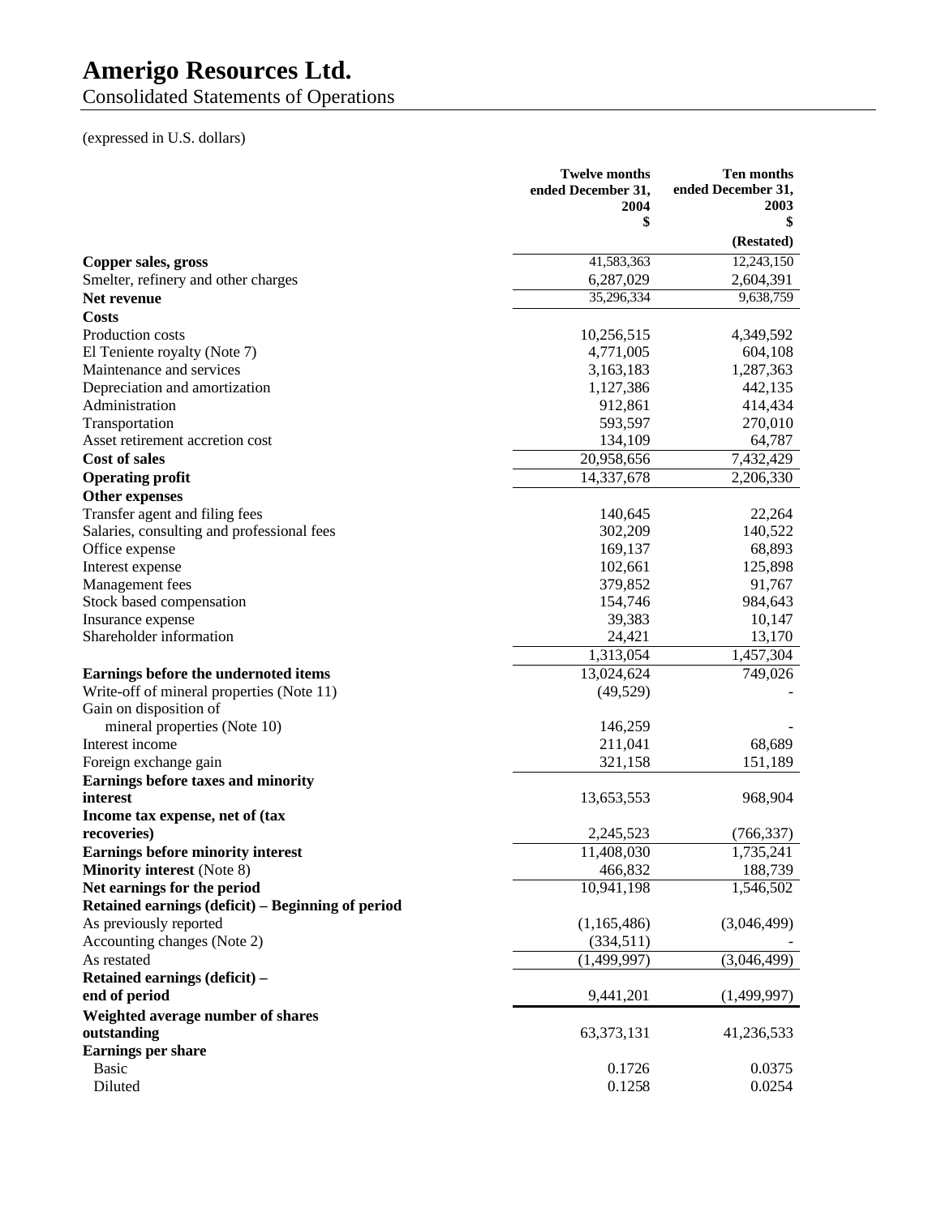# Amerigo Resources Ltd.

Consolidated Statements of Operations

(expressed in U.S. dollars)

| | Twelve months ended December 31, 2004 $ | Ten months ended December 31, 2003 $ |
|---|---|---|
| | | (Restated) |
| **Copper sales, gross** | 41,583,363 | 12,243,150 |
| Smelter, refinery and other charges | 6,287,029 | 2,604,391 |
| **Net revenue** | 35,296,334 | 9,638,759 |
| **Costs** | | |
| Production costs | 10,256,515 | 4,349,592 |
| El Teniente royalty (Note 7) | 4,771,005 | 604,108 |
| Maintenance and services | 3,163,183 | 1,287,363 |
| Depreciation and amortization | 1,127,386 | 442,135 |
| Administration | 912,861 | 414,434 |
| Transportation | 593,597 | 270,010 |
| Asset retirement accretion cost | 134,109 | 64,787 |
| **Cost of sales** | 20,958,656 | 7,432,429 |
| **Operating profit** | 14,337,678 | 2,206,330 |
| **Other expenses** | | |
| Transfer agent and filing fees | 140,645 | 22,264 |
| Salaries, consulting and professional fees | 302,209 | 140,522 |
| Office expense | 169,137 | 68,893 |
| Interest expense | 102,661 | 125,898 |
| Management fees | 379,852 | 91,767 |
| Stock based compensation | 154,746 | 984,643 |
| Insurance expense | 39,383 | 10,147 |
| Shareholder information | 24,421 | 13,170 |
| | 1,313,054 | 1,457,304 |
| **Earnings before the undernoted items** | 13,024,624 | 749,026 |
| Write-off of mineral properties (Note 11) | (49,529) | - |
| Gain on disposition of mineral properties (Note 10) | 146,259 | - |
| Interest income | 211,041 | 68,689 |
| Foreign exchange gain | 321,158 | 151,189 |
| **Earnings before taxes and minority interest** | 13,653,553 | 968,904 |
| **Income tax expense, net of (tax recoveries)** | 2,245,523 | (766,337) |
| **Earnings before minority interest** | 11,408,030 | 1,735,241 |
| **Minority interest** (Note 8) | 466,832 | 188,739 |
| **Net earnings for the period** | 10,941,198 | 1,546,502 |
| **Retained earnings (deficit) – Beginning of period** | | |
| As previously reported | (1,165,486) | (3,046,499) |
| Accounting changes (Note 2) | (334,511) | - |
| As restated | (1,499,997) | (3,046,499) |
| **Retained earnings (deficit) – end of period** | 9,441,201 | (1,499,997) |
| **Weighted average number of shares outstanding** | 63,373,131 | 41,236,533 |
| **Earnings per share** | | |
| Basic | 0.1726 | 0.0375 |
| Diluted | 0.1258 | 0.0254 |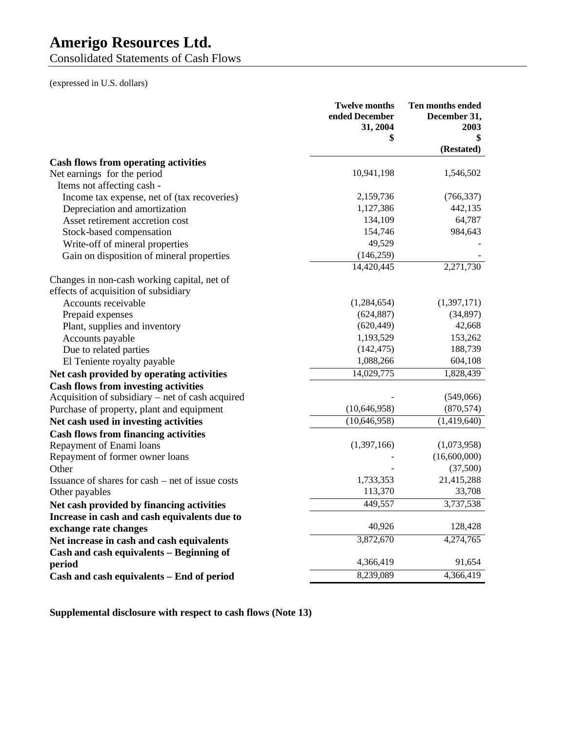# Amerigo Resources Ltd.

Consolidated Statements of Cash Flows

(expressed in U.S. dollars)

| | Twelve months ended December 31, 2004 $ | Ten months ended December 31, 2003 $ (Restated) |
|---|---|---|
| **Cash flows from operating activities** | | |
| Net earnings for the period | 10,941,198 | 1,546,502 |
| Items not affecting cash - | | |
| Income tax expense, net of (tax recoveries) | 2,159,736 | (766,337) |
| Depreciation and amortization | 1,127,386 | 442,135 |
| Asset retirement accretion cost | 134,109 | 64,787 |
| Stock-based compensation | 154,746 | 984,643 |
| Write-off of mineral properties | 49,529 | - |
| Gain on disposition of mineral properties | (146,259) | - |
| | 14,420,445 | 2,271,730 |
| Changes in non-cash working capital, net of effects of acquisition of subsidiary | | |
| Accounts receivable | (1,284,654) | (1,397,171) |
| Prepaid expenses | (624,887) | (34,897) |
| Plant, supplies and inventory | (620,449) | 42,668 |
| Accounts payable | 1,193,529 | 153,262 |
| Due to related parties | (142,475) | 188,739 |
| El Teniente royalty payable | 1,088,266 | 604,108 |
| **Net cash provided by operating activities** | 14,029,775 | 1,828,439 |
| **Cash flows from investing activities** | | |
| Acquisition of subsidiary – net of cash acquired | - | (549,066) |
| Purchase of property, plant and equipment | (10,646,958) | (870,574) |
| **Net cash used in investing activities** | (10,646,958) | (1,419,640) |
| **Cash flows from financing activities** | | |
| Repayment of Enami loans | (1,397,166) | (1,073,958) |
| Repayment of former owner loans | - | (16,600,000) |
| Other | - | (37,500) |
| Issuance of shares for cash – net of issue costs | 1,733,353 | 21,415,288 |
| Other payables | 113,370 | 33,708 |
| **Net cash provided by financing activities** | 449,557 | 3,737,538 |
| **Increase in cash and cash equivalents due to exchange rate changes** | 40,926 | 128,428 |
| **Net increase in cash and cash equivalents** | 3,872,670 | 4,274,765 |
| **Cash and cash equivalents – Beginning of period** | 4,366,419 | 91,654 |
| **Cash and cash equivalents – End of period** | 8,239,089 | 4,366,419 |

**Supplemental disclosure with respect to cash flows (Note 13)**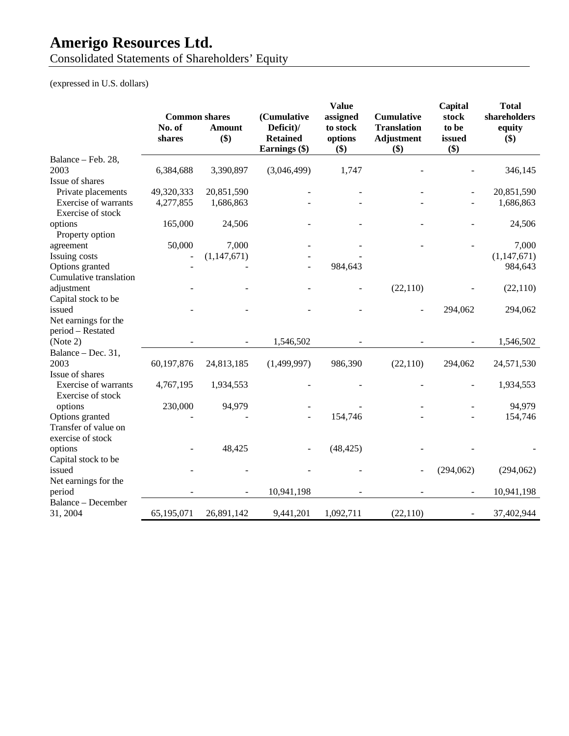# Amerigo Resources Ltd.

Consolidated Statements of Shareholders' Equity

(expressed in U.S. dollars)

| | Common shares | | (Cumulative Deficit)/ Retained Earnings ($) | Value assigned to stock options ($) | Cumulative Translation Adjustment ($) | Capital stock to be issued ($) | Total shareholders equity ($) |
|---|---|---|---|---|---|---|---|
| | No. of shares | Amount ($) | | | | | |
| Balance – Feb. 28, 2003 | 6,384,688 | 3,390,897 | (3,046,499) | 1,747 | - | - | 346,145 |
| Issue of shares | | | | | | | |
| Private placements | 49,320,333 | 20,851,590 | - | - | - | - | 20,851,590 |
| Exercise of warrants | 4,277,855 | 1,686,863 | - | - | - | - | 1,686,863 |
| Exercise of stock options | 165,000 | 24,506 | - | - | - | - | 24,506 |
| Property option agreement | 50,000 | 7,000 | - | - | - | - | 7,000 |
| Issuing costs | - | (1,147,671) | - | - | | | (1,147,671) |
| Options granted | - | - | - | 984,643 | | | 984,643 |
| Cumulative translation adjustment | - | - | - | - | (22,110) | - | (22,110) |
| Capital stock to be issued | - | - | - | - | - | 294,062 | 294,062 |
| Net earnings for the period – Restated (Note 2) | - | - | 1,546,502 | - | - | - | 1,546,502 |
| Balance – Dec. 31, 2003 | 60,197,876 | 24,813,185 | (1,499,997) | 986,390 | (22,110) | 294,062 | 24,571,530 |
| Issue of shares | | | | | | | |
| Exercise of warrants | 4,767,195 | 1,934,553 | - | - | - | - | 1,934,553 |
| Exercise of stock options | 230,000 | 94,979 | - | - | - | - | 94,979 |
| Options granted | - | - | - | 154,746 | - | - | 154,746 |
| Transfer of value on exercise of stock options | - | 48,425 | - | (48,425) | - | - | - |
| Capital stock to be issued | - | - | - | - | - | (294,062) | (294,062) |
| Net earnings for the period | - | - | 10,941,198 | - | - | - | 10,941,198 |
| Balance – December 31, 2004 | 65,195,071 | 26,891,142 | 9,441,201 | 1,092,711 | (22,110) | - | 37,402,944 |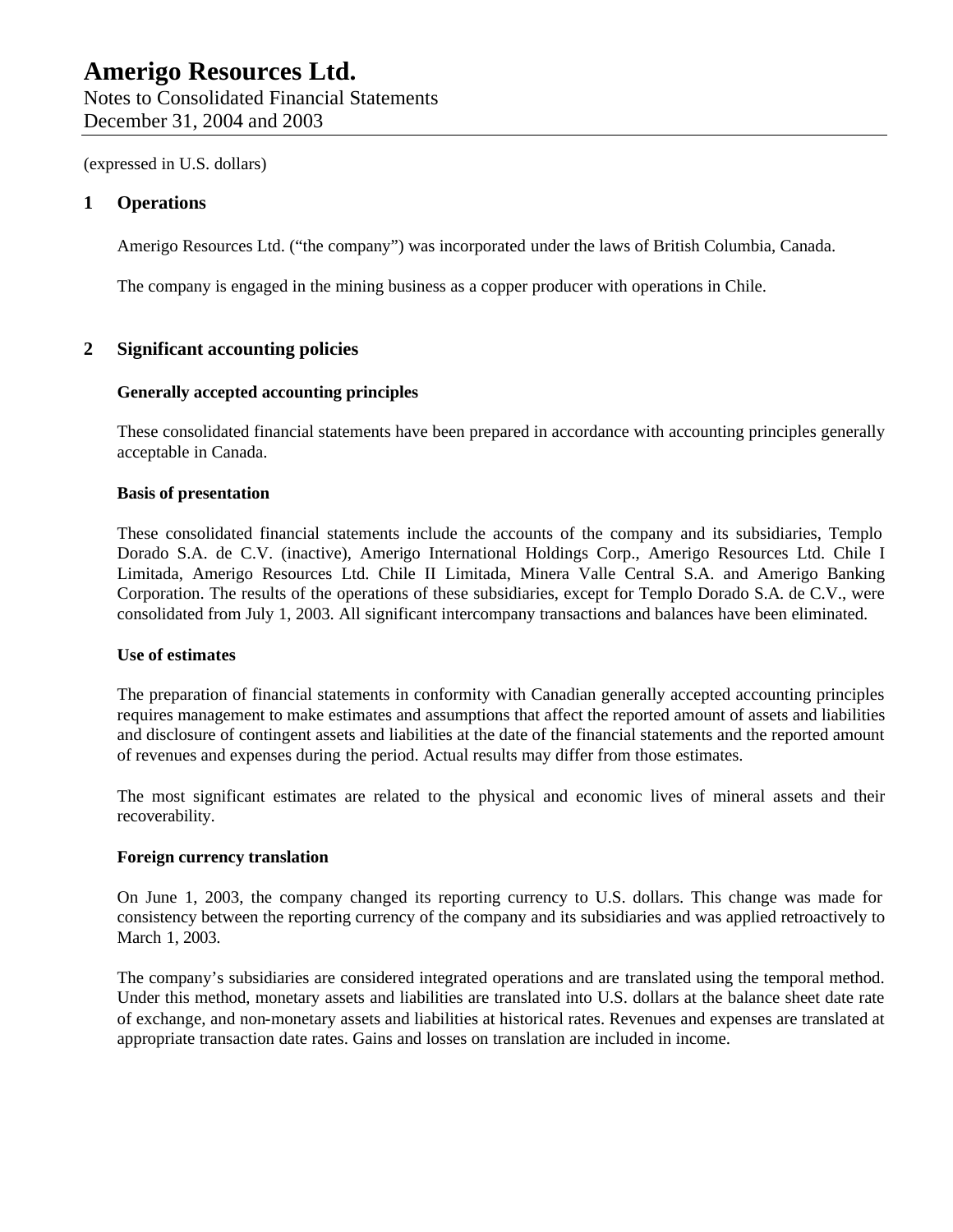# Amerigo Resources Ltd.

Notes to Consolidated Financial Statements
December 31, 2004 and 2003

(expressed in U.S. dollars)

## 1 Operations

Amerigo Resources Ltd. ("the company") was incorporated under the laws of British Columbia, Canada.

The company is engaged in the mining business as a copper producer with operations in Chile.

## 2 Significant accounting policies

### Generally accepted accounting principles

These consolidated financial statements have been prepared in accordance with accounting principles generally acceptable in Canada.

### Basis of presentation

These consolidated financial statements include the accounts of the company and its subsidiaries, Templo Dorado S.A. de C.V. (inactive), Amerigo International Holdings Corp., Amerigo Resources Ltd. Chile I Limitada, Amerigo Resources Ltd. Chile II Limitada, Minera Valle Central S.A. and Amerigo Banking Corporation. The results of the operations of these subsidiaries, except for Templo Dorado S.A. de C.V., were consolidated from July 1, 2003. All significant intercompany transactions and balances have been eliminated.

### Use of estimates

The preparation of financial statements in conformity with Canadian generally accepted accounting principles requires management to make estimates and assumptions that affect the reported amount of assets and liabilities and disclosure of contingent assets and liabilities at the date of the financial statements and the reported amount of revenues and expenses during the period. Actual results may differ from those estimates.

The most significant estimates are related to the physical and economic lives of mineral assets and their recoverability.

### Foreign currency translation

On June 1, 2003, the company changed its reporting currency to U.S. dollars. This change was made for consistency between the reporting currency of the company and its subsidiaries and was applied retroactively to March 1, 2003.

The company's subsidiaries are considered integrated operations and are translated using the temporal method. Under this method, monetary assets and liabilities are translated into U.S. dollars at the balance sheet date rate of exchange, and non-monetary assets and liabilities at historical rates. Revenues and expenses are translated at appropriate transaction date rates. Gains and losses on translation are included in income.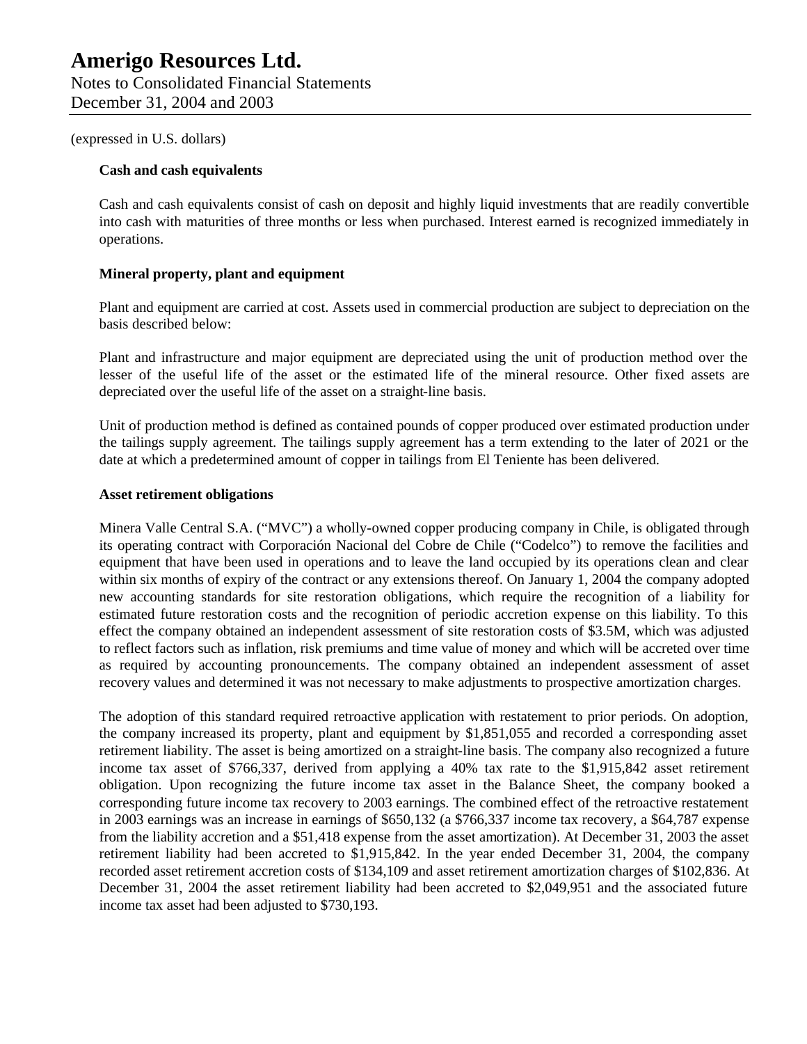(expressed in U.S. dollars)

**Cash and cash equivalents**

Cash and cash equivalents consist of cash on deposit and highly liquid investments that are readily convertible into cash with maturities of three months or less when purchased. Interest earned is recognized immediately in operations.

**Mineral property, plant and equipment**

Plant and equipment are carried at cost. Assets used in commercial production are subject to depreciation on the basis described below:

Plant and infrastructure and major equipment are depreciated using the unit of production method over the lesser of the useful life of the asset or the estimated life of the mineral resource. Other fixed assets are depreciated over the useful life of the asset on a straight-line basis.

Unit of production method is defined as contained pounds of copper produced over estimated production under the tailings supply agreement. The tailings supply agreement has a term extending to the later of 2021 or the date at which a predetermined amount of copper in tailings from El Teniente has been delivered.

**Asset retirement obligations**

Minera Valle Central S.A. ("MVC") a wholly-owned copper producing company in Chile, is obligated through its operating contract with Corporación Nacional del Cobre de Chile ("Codelco") to remove the facilities and equipment that have been used in operations and to leave the land occupied by its operations clean and clear within six months of expiry of the contract or any extensions thereof. On January 1, 2004 the company adopted new accounting standards for site restoration obligations, which require the recognition of a liability for estimated future restoration costs and the recognition of periodic accretion expense on this liability. To this effect the company obtained an independent assessment of site restoration costs of $3.5M, which was adjusted to reflect factors such as inflation, risk premiums and time value of money and which will be accreted over time as required by accounting pronouncements. The company obtained an independent assessment of asset recovery values and determined it was not necessary to make adjustments to prospective amortization charges.

The adoption of this standard required retroactive application with restatement to prior periods. On adoption, the company increased its property, plant and equipment by $1,851,055 and recorded a corresponding asset retirement liability. The asset is being amortized on a straight-line basis. The company also recognized a future income tax asset of $766,337, derived from applying a 40% tax rate to the $1,915,842 asset retirement obligation. Upon recognizing the future income tax asset in the Balance Sheet, the company booked a corresponding future income tax recovery to 2003 earnings. The combined effect of the retroactive restatement in 2003 earnings was an increase in earnings of $650,132 (a $766,337 income tax recovery, a $64,787 expense from the liability accretion and a $51,418 expense from the asset amortization). At December 31, 2003 the asset retirement liability had been accreted to $1,915,842. In the year ended December 31, 2004, the company recorded asset retirement accretion costs of $134,109 and asset retirement amortization charges of $102,836. At December 31, 2004 the asset retirement liability had been accreted to $2,049,951 and the associated future income tax asset had been adjusted to $730,193.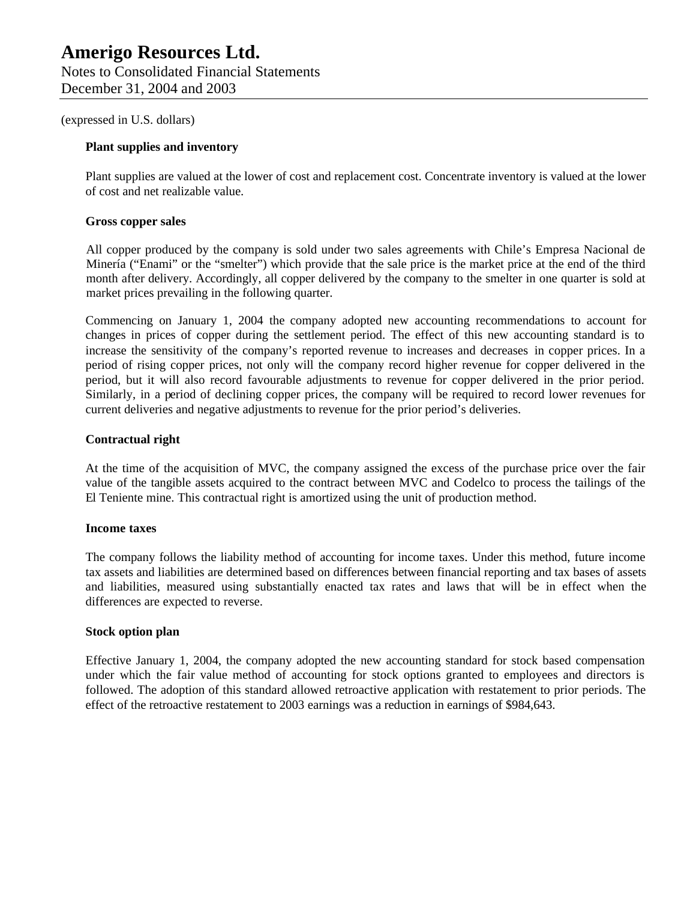(expressed in U.S. dollars)

**Plant supplies and inventory**

Plant supplies are valued at the lower of cost and replacement cost. Concentrate inventory is valued at the lower of cost and net realizable value.

**Gross copper sales**

All copper produced by the company is sold under two sales agreements with Chile's Empresa Nacional de Minería ("Enami" or the "smelter") which provide that the sale price is the market price at the end of the third month after delivery. Accordingly, all copper delivered by the company to the smelter in one quarter is sold at market prices prevailing in the following quarter.

Commencing on January 1, 2004 the company adopted new accounting recommendations to account for changes in prices of copper during the settlement period. The effect of this new accounting standard is to increase the sensitivity of the company's reported revenue to increases and decreases in copper prices. In a period of rising copper prices, not only will the company record higher revenue for copper delivered in the period, but it will also record favourable adjustments to revenue for copper delivered in the prior period. Similarly, in a period of declining copper prices, the company will be required to record lower revenues for current deliveries and negative adjustments to revenue for the prior period's deliveries.

**Contractual right**

At the time of the acquisition of MVC, the company assigned the excess of the purchase price over the fair value of the tangible assets acquired to the contract between MVC and Codelco to process the tailings of the El Teniente mine. This contractual right is amortized using the unit of production method.

**Income taxes**

The company follows the liability method of accounting for income taxes. Under this method, future income tax assets and liabilities are determined based on differences between financial reporting and tax bases of assets and liabilities, measured using substantially enacted tax rates and laws that will be in effect when the differences are expected to reverse.

**Stock option plan**

Effective January 1, 2004, the company adopted the new accounting standard for stock based compensation under which the fair value method of accounting for stock options granted to employees and directors is followed. The adoption of this standard allowed retroactive application with restatement to prior periods. The effect of the retroactive restatement to 2003 earnings was a reduction in earnings of $984,643.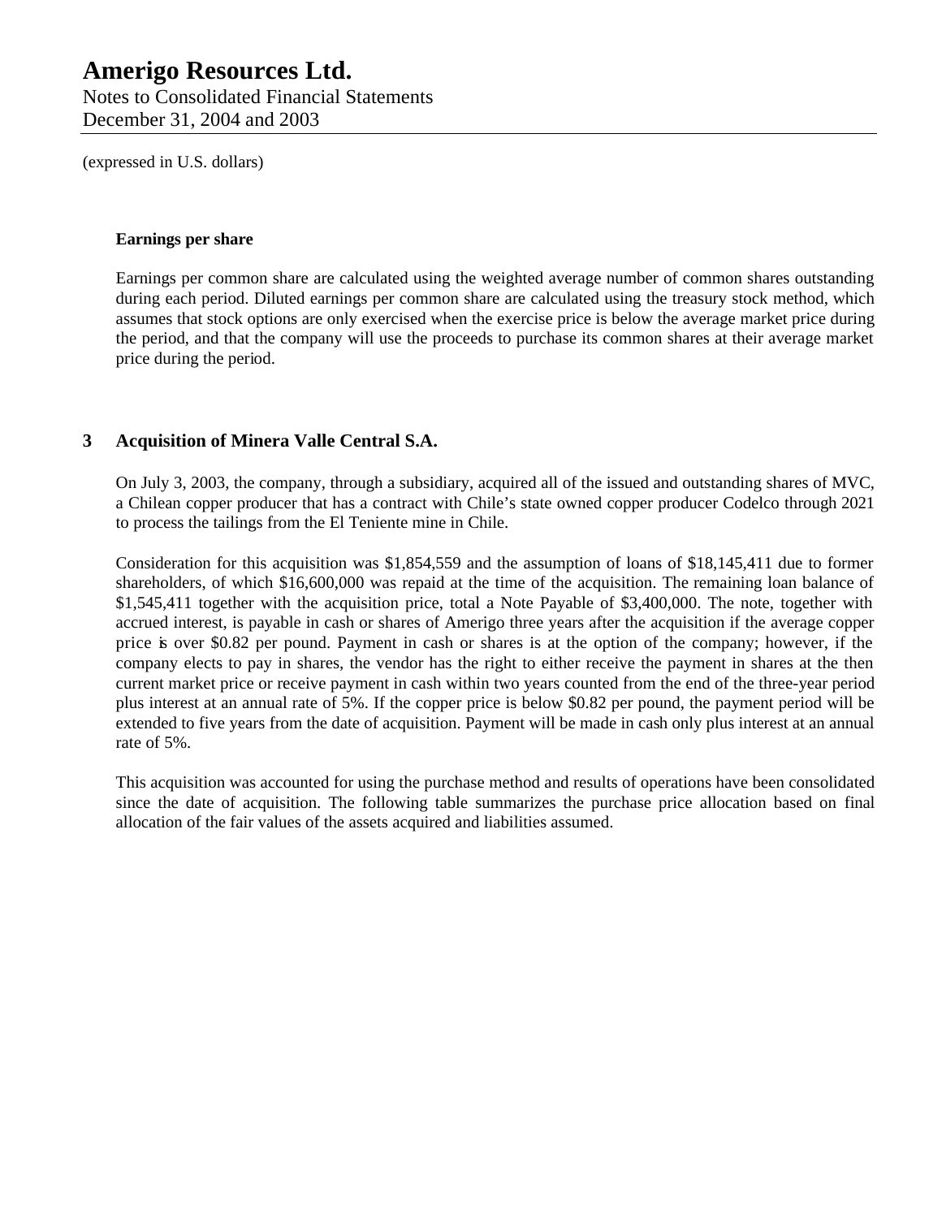**Earnings per share**

Earnings per common share are calculated using the weighted average number of common shares outstanding during each period. Diluted earnings per common share are calculated using the treasury stock method, which assumes that stock options are only exercised when the exercise price is below the average market price during the period, and that the company will use the proceeds to purchase its common shares at their average market price during the period.

## 3 Acquisition of Minera Valle Central S.A.

On July 3, 2003, the company, through a subsidiary, acquired all of the issued and outstanding shares of MVC, a Chilean copper producer that has a contract with Chile's state owned copper producer Codelco through 2021 to process the tailings from the El Teniente mine in Chile.

Consideration for this acquisition was $1,854,559 and the assumption of loans of $18,145,411 due to former shareholders, of which $16,600,000 was repaid at the time of the acquisition. The remaining loan balance of $1,545,411 together with the acquisition price, total a Note Payable of $3,400,000. The note, together with accrued interest, is payable in cash or shares of Amerigo three years after the acquisition if the average copper price is over $0.82 per pound. Payment in cash or shares is at the option of the company; however, if the company elects to pay in shares, the vendor has the right to either receive the payment in shares at the then current market price or receive payment in cash within two years counted from the end of the three-year period plus interest at an annual rate of 5%. If the copper price is below $0.82 per pound, the payment period will be extended to five years from the date of acquisition. Payment will be made in cash only plus interest at an annual rate of 5%.

This acquisition was accounted for using the purchase method and results of operations have been consolidated since the date of acquisition. The following table summarizes the purchase price allocation based on final allocation of the fair values of the assets acquired and liabilities assumed.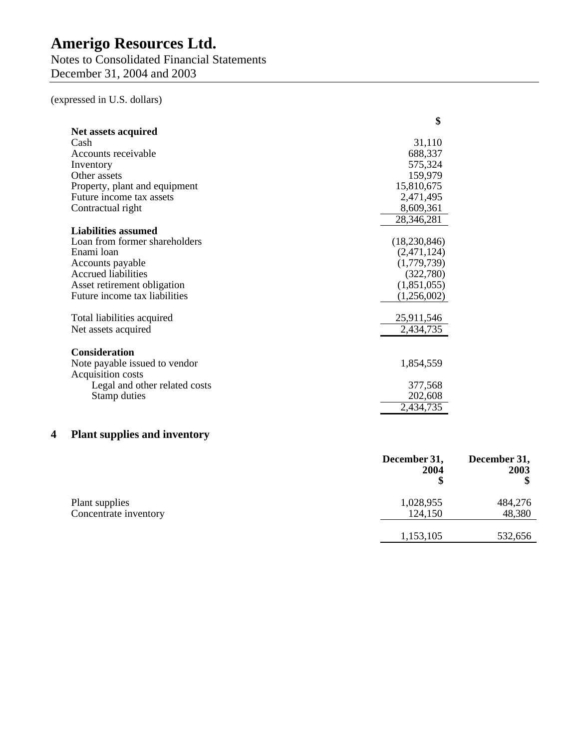(expressed in U.S. dollars)

| | $ |
|---|---|
| **Net assets acquired** | |
| Cash | 31,110 |
| Accounts receivable | 688,337 |
| Inventory | 575,324 |
| Other assets | 159,979 |
| Property, plant and equipment | 15,810,675 |
| Future income tax assets | 2,471,495 |
| Contractual right | 8,609,361 |
| | 28,346,281 |
| **Liabilities assumed** | |
| Loan from former shareholders | (18,230,846) |
| Enami loan | (2,471,124) |
| Accounts payable | (1,779,739) |
| Accrued liabilities | (322,780) |
| Asset retirement obligation | (1,851,055) |
| Future income tax liabilities | (1,256,002) |
| Total liabilities acquired | 25,911,546 |
| Net assets acquired | 2,434,735 |
| **Consideration** | |
| Note payable issued to vendor | 1,854,559 |
| Acquisition costs | |
| Legal and other related costs | 377,568 |
| Stamp duties | 202,608 |
| | 2,434,735 |

## 4 Plant supplies and inventory

| | December 31, 2004 $ | December 31, 2003 $ |
|---|---|---|
| Plant supplies | 1,028,955 | 484,276 |
| Concentrate inventory | 124,150 | 48,380 |
| | 1,153,105 | 532,656 |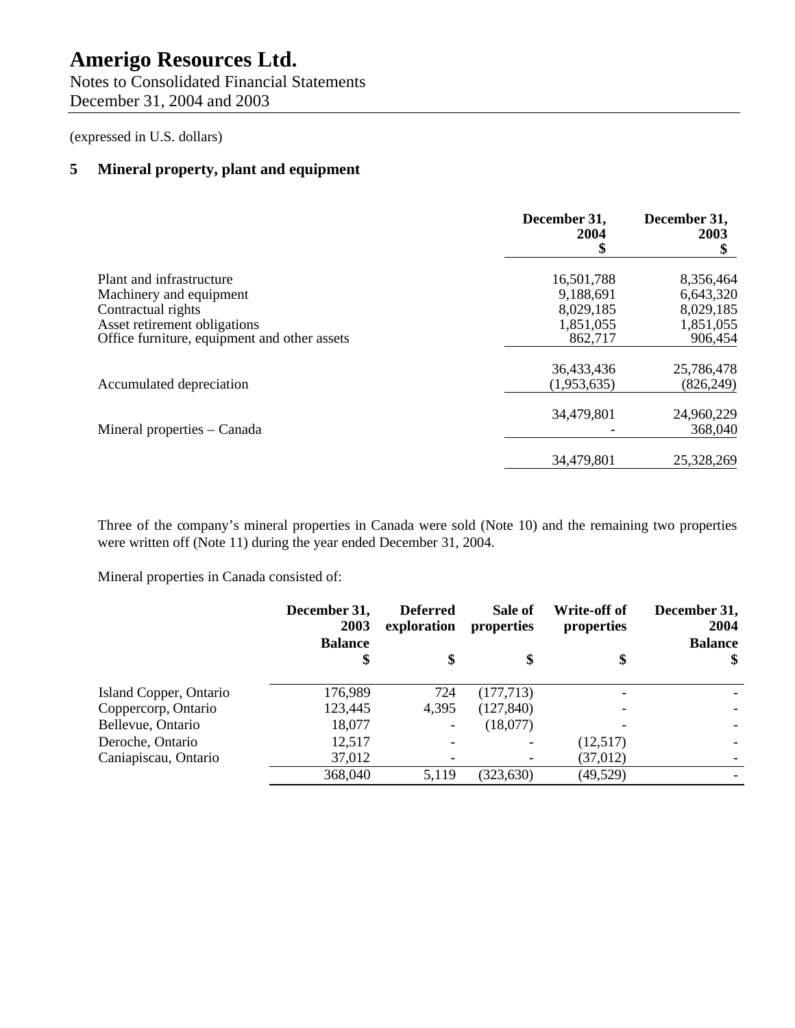# Amerigo Resources Ltd.

Notes to Consolidated Financial Statements
December 31, 2004 and 2003

(expressed in U.S. dollars)

## 5 Mineral property, plant and equipment

| | December 31, 2004 $ | December 31, 2003 $ |
|---|---|---|
| Plant and infrastructure | 16,501,788 | 8,356,464 |
| Machinery and equipment | 9,188,691 | 6,643,320 |
| Contractual rights | 8,029,185 | 8,029,185 |
| Asset retirement obligations | 1,851,055 | 1,851,055 |
| Office furniture, equipment and other assets | 862,717 | 906,454 |
| | 36,433,436 | 25,786,478 |
| Accumulated depreciation | (1,953,635) | (826,249) |
| | 34,479,801 | 24,960,229 |
| Mineral properties – Canada | - | 368,040 |
| | 34,479,801 | 25,328,269 |

Three of the company's mineral properties in Canada were sold (Note 10) and the remaining two properties were written off (Note 11) during the year ended December 31, 2004.

Mineral properties in Canada consisted of:

| | December 31, 2003 Balance $ | Deferred exploration $ | Sale of properties $ | Write-off of properties $ | December 31, 2004 Balance $ |
|---|---|---|---|---|---|
| Island Copper, Ontario | 176,989 | 724 | (177,713) | - | - |
| Coppercorp, Ontario | 123,445 | 4,395 | (127,840) | - | - |
| Bellevue, Ontario | 18,077 | - | (18,077) | - | - |
| Deroche, Ontario | 12,517 | - | - | (12,517) | - |
| Caniapiscau, Ontario | 37,012 | - | - | (37,012) | - |
| | 368,040 | 5,119 | (323,630) | (49,529) | - |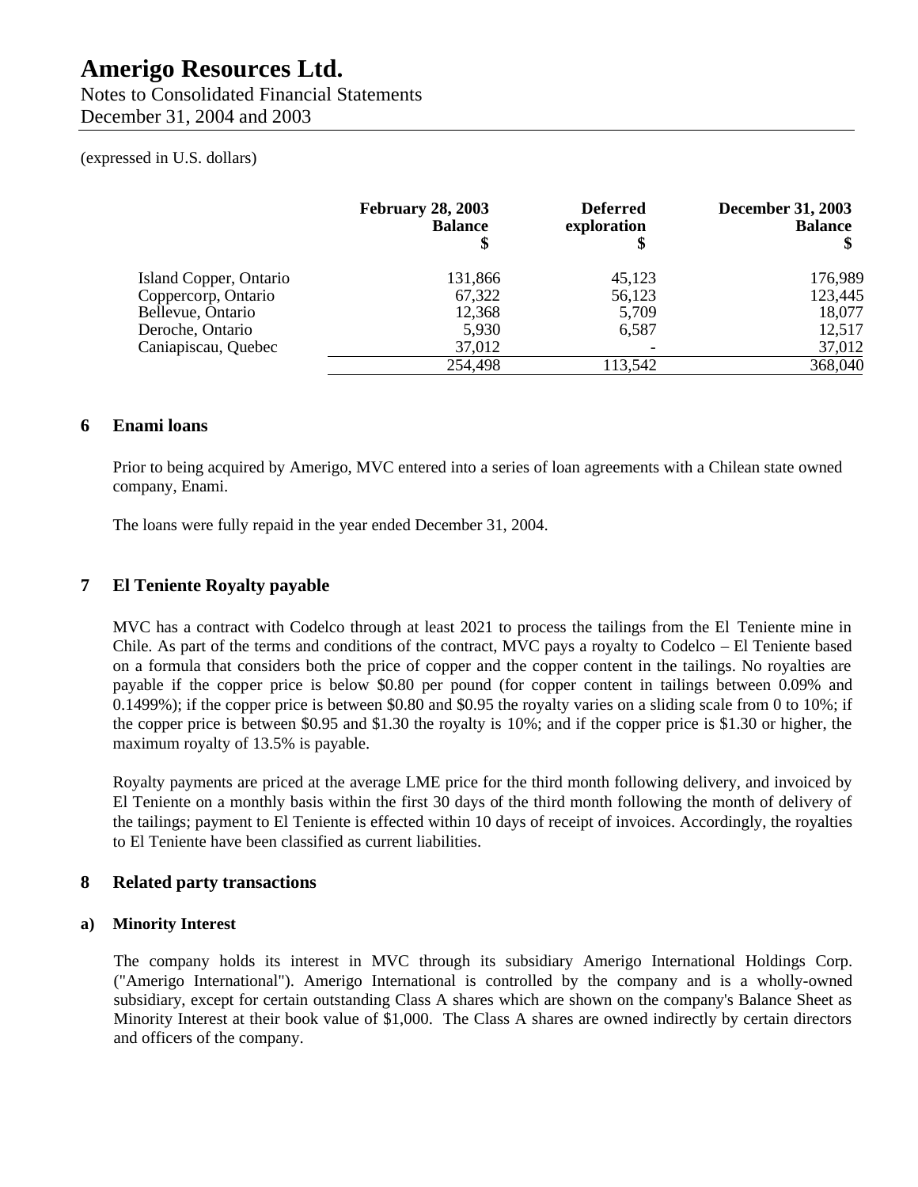(expressed in U.S. dollars)

| | February 28, 2003 Balance $ | Deferred exploration $ | December 31, 2003 Balance $ |
|---|---|---|---|
| Island Copper, Ontario | 131,866 | 45,123 | 176,989 |
| Coppercorp, Ontario | 67,322 | 56,123 | 123,445 |
| Bellevue, Ontario | 12,368 | 5,709 | 18,077 |
| Deroche, Ontario | 5,930 | 6,587 | 12,517 |
| Caniapiscau, Quebec | 37,012 | - | 37,012 |
| | 254,498 | 113,542 | 368,040 |

## 6 Enami loans

Prior to being acquired by Amerigo, MVC entered into a series of loan agreements with a Chilean state owned company, Enami.

The loans were fully repaid in the year ended December 31, 2004.

## 7 El Teniente Royalty payable

MVC has a contract with Codelco through at least 2021 to process the tailings from the El Teniente mine in Chile. As part of the terms and conditions of the contract, MVC pays a royalty to Codelco – El Teniente based on a formula that considers both the price of copper and the copper content in the tailings. No royalties are payable if the copper price is below \$0.80 per pound (for copper content in tailings between 0.09% and 0.1499%); if the copper price is between \$0.80 and \$0.95 the royalty varies on a sliding scale from 0 to 10%; if the copper price is between \$0.95 and \$1.30 the royalty is 10%; and if the copper price is \$1.30 or higher, the maximum royalty of 13.5% is payable.

Royalty payments are priced at the average LME price for the third month following delivery, and invoiced by El Teniente on a monthly basis within the first 30 days of the third month following the month of delivery of the tailings; payment to El Teniente is effected within 10 days of receipt of invoices. Accordingly, the royalties to El Teniente have been classified as current liabilities.

## 8 Related party transactions

### a) Minority Interest

The company holds its interest in MVC through its subsidiary Amerigo International Holdings Corp. ("Amerigo International"). Amerigo International is controlled by the company and is a wholly-owned subsidiary, except for certain outstanding Class A shares which are shown on the company's Balance Sheet as Minority Interest at their book value of \$1,000. The Class A shares are owned indirectly by certain directors and officers of the company.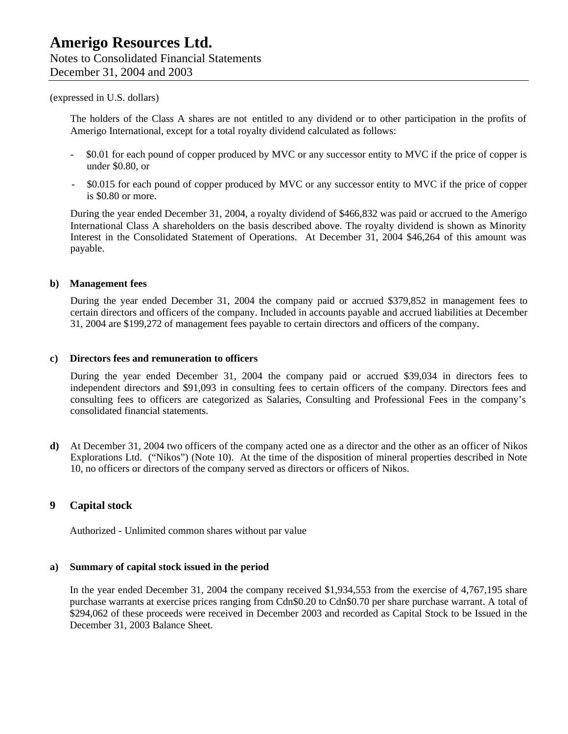(expressed in U.S. dollars)

The holders of the Class A shares are not entitled to any dividend or to other participation in the profits of Amerigo International, except for a total royalty dividend calculated as follows:

- $0.01 for each pound of copper produced by MVC or any successor entity to MVC if the price of copper is under $0.80, or
- $0.015 for each pound of copper produced by MVC or any successor entity to MVC if the price of copper is $0.80 or more.

During the year ended December 31, 2004, a royalty dividend of $466,832 was paid or accrued to the Amerigo International Class A shareholders on the basis described above. The royalty dividend is shown as Minority Interest in the Consolidated Statement of Operations. At December 31, 2004 $46,264 of this amount was payable.

**b) Management fees**

During the year ended December 31, 2004 the company paid or accrued $379,852 in management fees to certain directors and officers of the company. Included in accounts payable and accrued liabilities at December 31, 2004 are $199,272 of management fees payable to certain directors and officers of the company.

**c) Directors fees and remuneration to officers**

During the year ended December 31, 2004 the company paid or accrued $39,034 in directors fees to independent directors and $91,093 in consulting fees to certain officers of the company. Directors fees and consulting fees to officers are categorized as Salaries, Consulting and Professional Fees in the company's consolidated financial statements.

**d)** At December 31, 2004 two officers of the company acted one as a director and the other as an officer of Nikos Explorations Ltd. ("Nikos") (Note 10). At the time of the disposition of mineral properties described in Note 10, no officers or directors of the company served as directors or officers of Nikos.

## 9 Capital stock

Authorized - Unlimited common shares without par value

**a) Summary of capital stock issued in the period**

In the year ended December 31, 2004 the company received $1,934,553 from the exercise of 4,767,195 share purchase warrants at exercise prices ranging from Cdn$0.20 to Cdn$0.70 per share purchase warrant. A total of $294,062 of these proceeds were received in December 2003 and recorded as Capital Stock to be Issued in the December 31, 2003 Balance Sheet.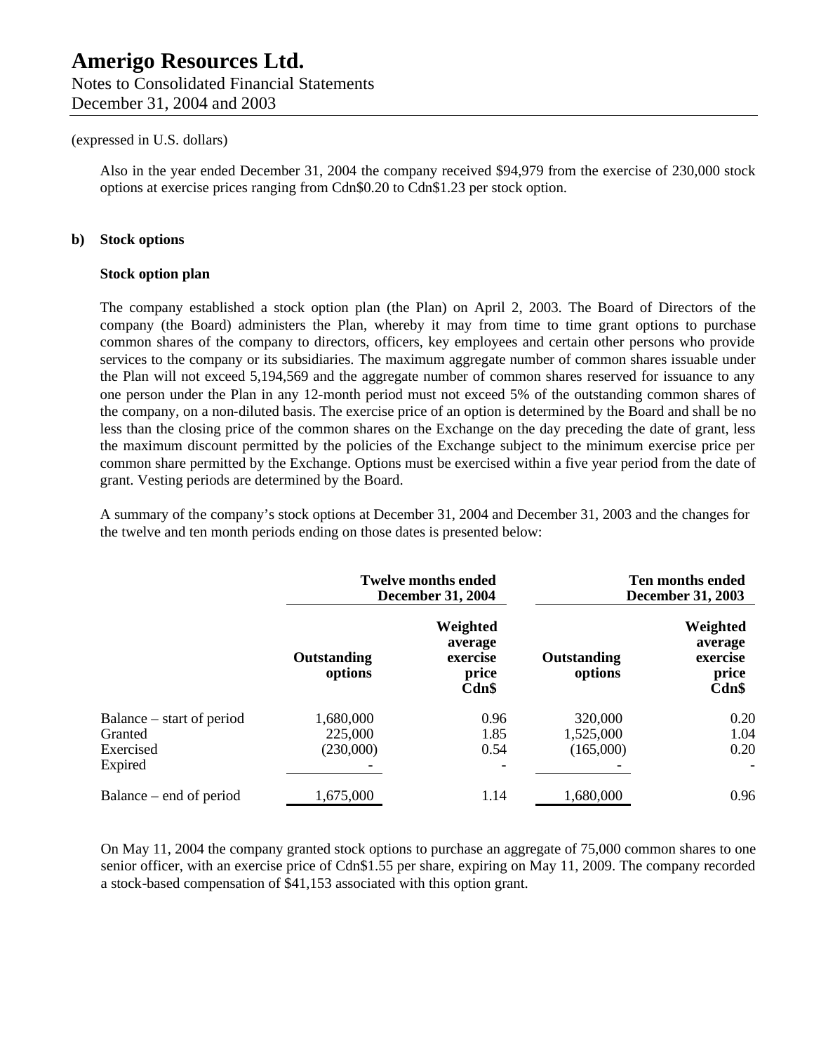(expressed in U.S. dollars)

Also in the year ended December 31, 2004 the company received $94,979 from the exercise of 230,000 stock options at exercise prices ranging from Cdn$0.20 to Cdn$1.23 per stock option.

**b) Stock options**

**Stock option plan**

The company established a stock option plan (the Plan) on April 2, 2003. The Board of Directors of the company (the Board) administers the Plan, whereby it may from time to time grant options to purchase common shares of the company to directors, officers, key employees and certain other persons who provide services to the company or its subsidiaries. The maximum aggregate number of common shares issuable under the Plan will not exceed 5,194,569 and the aggregate number of common shares reserved for issuance to any one person under the Plan in any 12-month period must not exceed 5% of the outstanding common shares of the company, on a non-diluted basis. The exercise price of an option is determined by the Board and shall be no less than the closing price of the common shares on the Exchange on the day preceding the date of grant, less the maximum discount permitted by the policies of the Exchange subject to the minimum exercise price per common share permitted by the Exchange. Options must be exercised within a five year period from the date of grant. Vesting periods are determined by the Board.

A summary of the company's stock options at December 31, 2004 and December 31, 2003 and the changes for the twelve and ten month periods ending on those dates is presented below:

| | **Twelve months ended December 31, 2004** | | **Ten months ended December 31, 2003** | |
|---|---|---|---|---|
| | **Outstanding options** | **Weighted average exercise price Cdn$** | **Outstanding options** | **Weighted average exercise price Cdn$** |
| Balance – start of period | 1,680,000 | 0.96 | 320,000 | 0.20 |
| Granted | 225,000 | 1.85 | 1,525,000 | 1.04 |
| Exercised | (230,000) | 0.54 | (165,000) | 0.20 |
| Expired | - | - | - | - |
| Balance – end of period | 1,675,000 | 1.14 | 1,680,000 | 0.96 |

On May 11, 2004 the company granted stock options to purchase an aggregate of 75,000 common shares to one senior officer, with an exercise price of Cdn$1.55 per share, expiring on May 11, 2009. The company recorded a stock-based compensation of $41,153 associated with this option grant.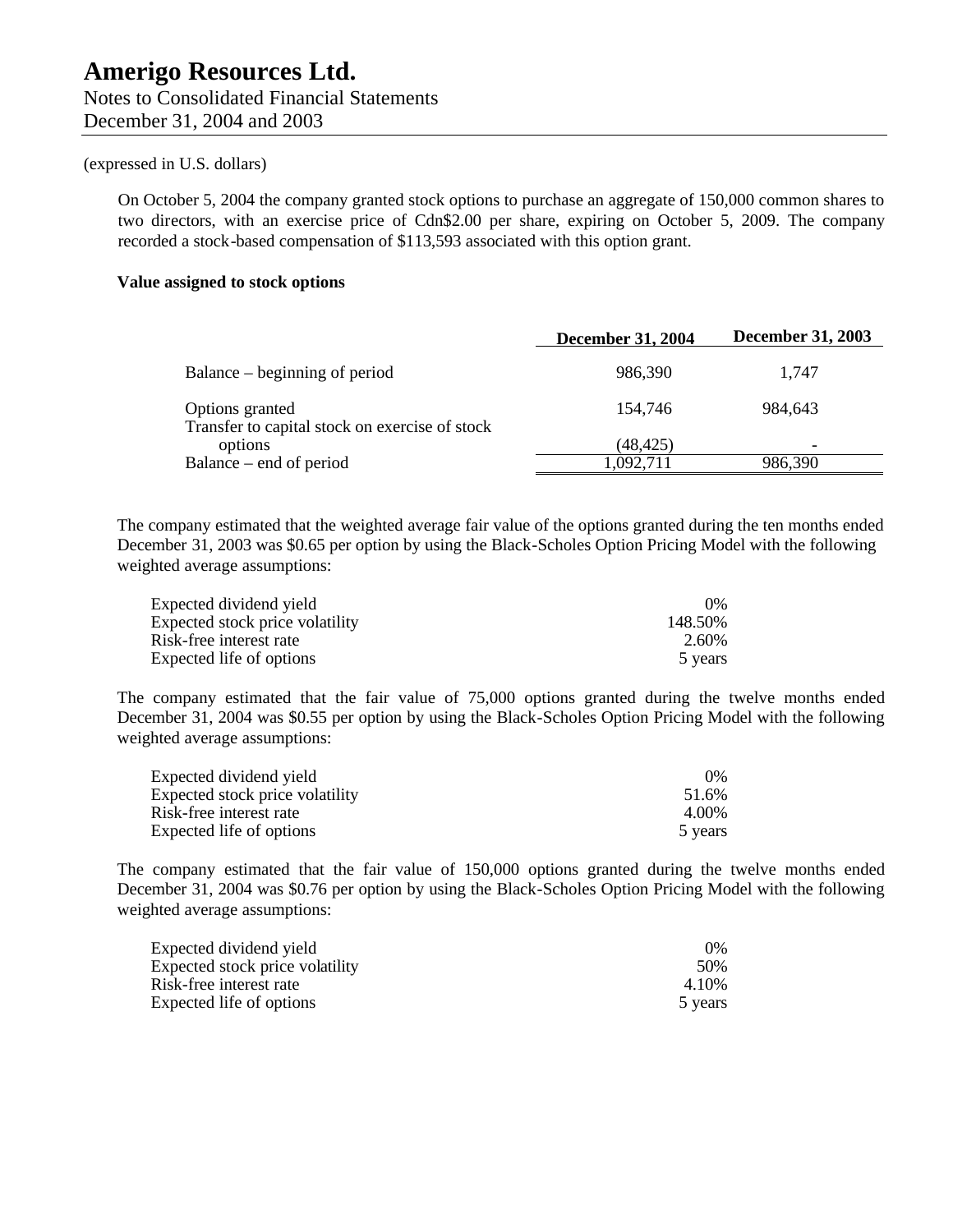(expressed in U.S. dollars)

On October 5, 2004 the company granted stock options to purchase an aggregate of 150,000 common shares to two directors, with an exercise price of Cdn$2.00 per share, expiring on October 5, 2009. The company recorded a stock-based compensation of $113,593 associated with this option grant.

**Value assigned to stock options**

| | December 31, 2004 | December 31, 2003 |
|---|---|---|
| Balance – beginning of period | 986,390 | 1,747 |
| Options granted | 154,746 | 984,643 |
| Transfer to capital stock on exercise of stock options | (48,425) | - |
| Balance – end of period | 1,092,711 | 986,390 |

The company estimated that the weighted average fair value of the options granted during the ten months ended December 31, 2003 was $0.65 per option by using the Black-Scholes Option Pricing Model with the following weighted average assumptions:

| | |
|---|---|
| Expected dividend yield | 0% |
| Expected stock price volatility | 148.50% |
| Risk-free interest rate | 2.60% |
| Expected life of options | 5 years |

The company estimated that the fair value of 75,000 options granted during the twelve months ended December 31, 2004 was $0.55 per option by using the Black-Scholes Option Pricing Model with the following weighted average assumptions:

| | |
|---|---|
| Expected dividend yield | 0% |
| Expected stock price volatility | 51.6% |
| Risk-free interest rate | 4.00% |
| Expected life of options | 5 years |

The company estimated that the fair value of 150,000 options granted during the twelve months ended December 31, 2004 was $0.76 per option by using the Black-Scholes Option Pricing Model with the following weighted average assumptions:

| | |
|---|---|
| Expected dividend yield | 0% |
| Expected stock price volatility | 50% |
| Risk-free interest rate | 4.10% |
| Expected life of options | 5 years |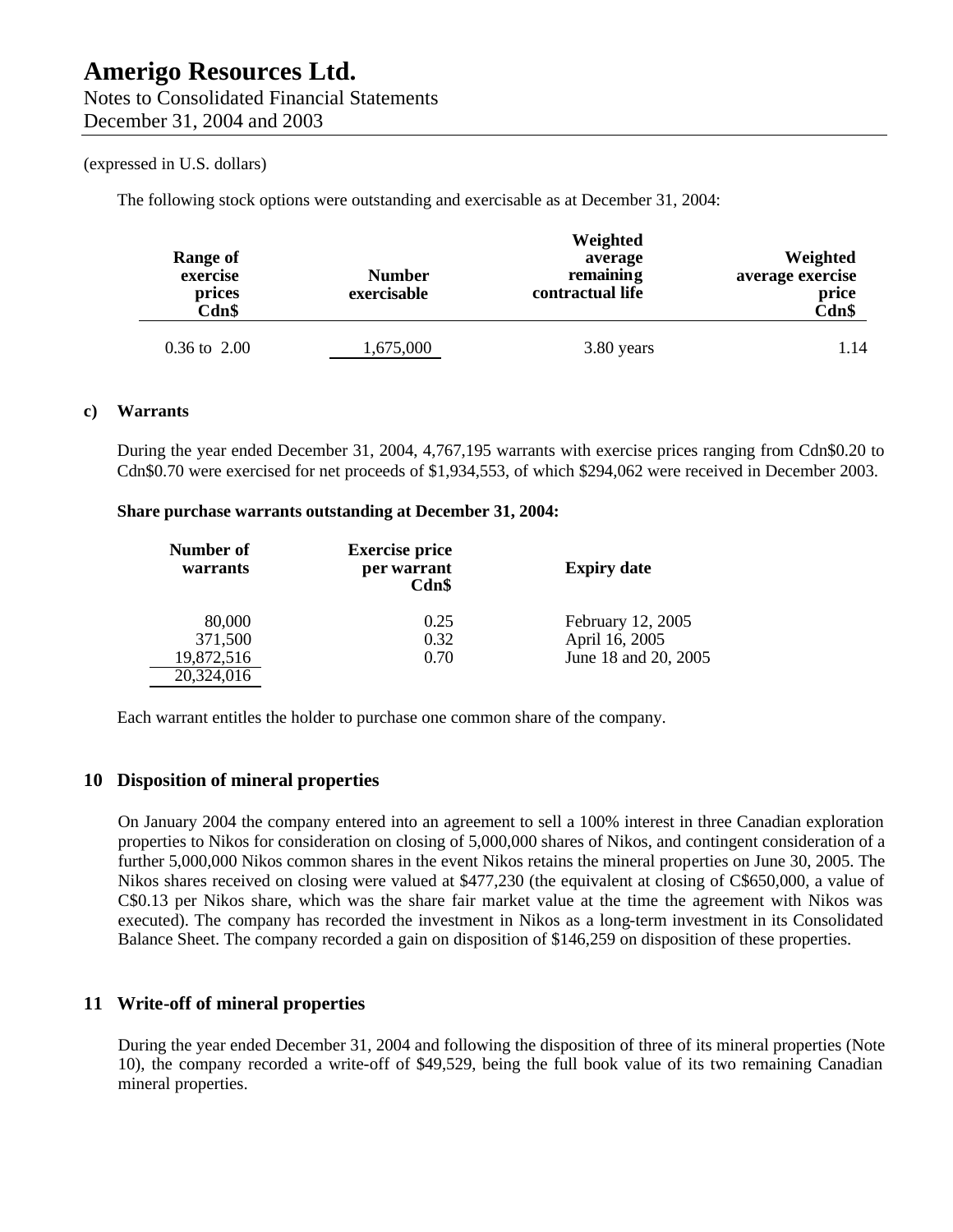(expressed in U.S. dollars)

The following stock options were outstanding and exercisable as at December 31, 2004:

| Range of exercise prices Cdn$ | Number exercisable | Weighted average remaining contractual life | Weighted average exercise price Cdn$ |
|---|---|---|---|
| 0.36 to 2.00 | 1,675,000 | 3.80 years | 1.14 |

**c) Warrants**

During the year ended December 31, 2004, 4,767,195 warrants with exercise prices ranging from Cdn$0.20 to Cdn$0.70 were exercised for net proceeds of $1,934,553, of which $294,062 were received in December 2003.

**Share purchase warrants outstanding at December 31, 2004:**

| Number of warrants | Exercise price per warrant Cdn$ | Expiry date |
|---|---|---|
| 80,000 | 0.25 | February 12, 2005 |
| 371,500 | 0.32 | April 16, 2005 |
| 19,872,516 | 0.70 | June 18 and 20, 2005 |
| 20,324,016 | | |

Each warrant entitles the holder to purchase one common share of the company.

## 10 Disposition of mineral properties

On January 2004 the company entered into an agreement to sell a 100% interest in three Canadian exploration properties to Nikos for consideration on closing of 5,000,000 shares of Nikos, and contingent consideration of a further 5,000,000 Nikos common shares in the event Nikos retains the mineral properties on June 30, 2005. The Nikos shares received on closing were valued at $477,230 (the equivalent at closing of C$650,000, a value of C$0.13 per Nikos share, which was the share fair market value at the time the agreement with Nikos was executed). The company has recorded the investment in Nikos as a long-term investment in its Consolidated Balance Sheet. The company recorded a gain on disposition of $146,259 on disposition of these properties.

## 11 Write-off of mineral properties

During the year ended December 31, 2004 and following the disposition of three of its mineral properties (Note 10), the company recorded a write-off of $49,529, being the full book value of its two remaining Canadian mineral properties.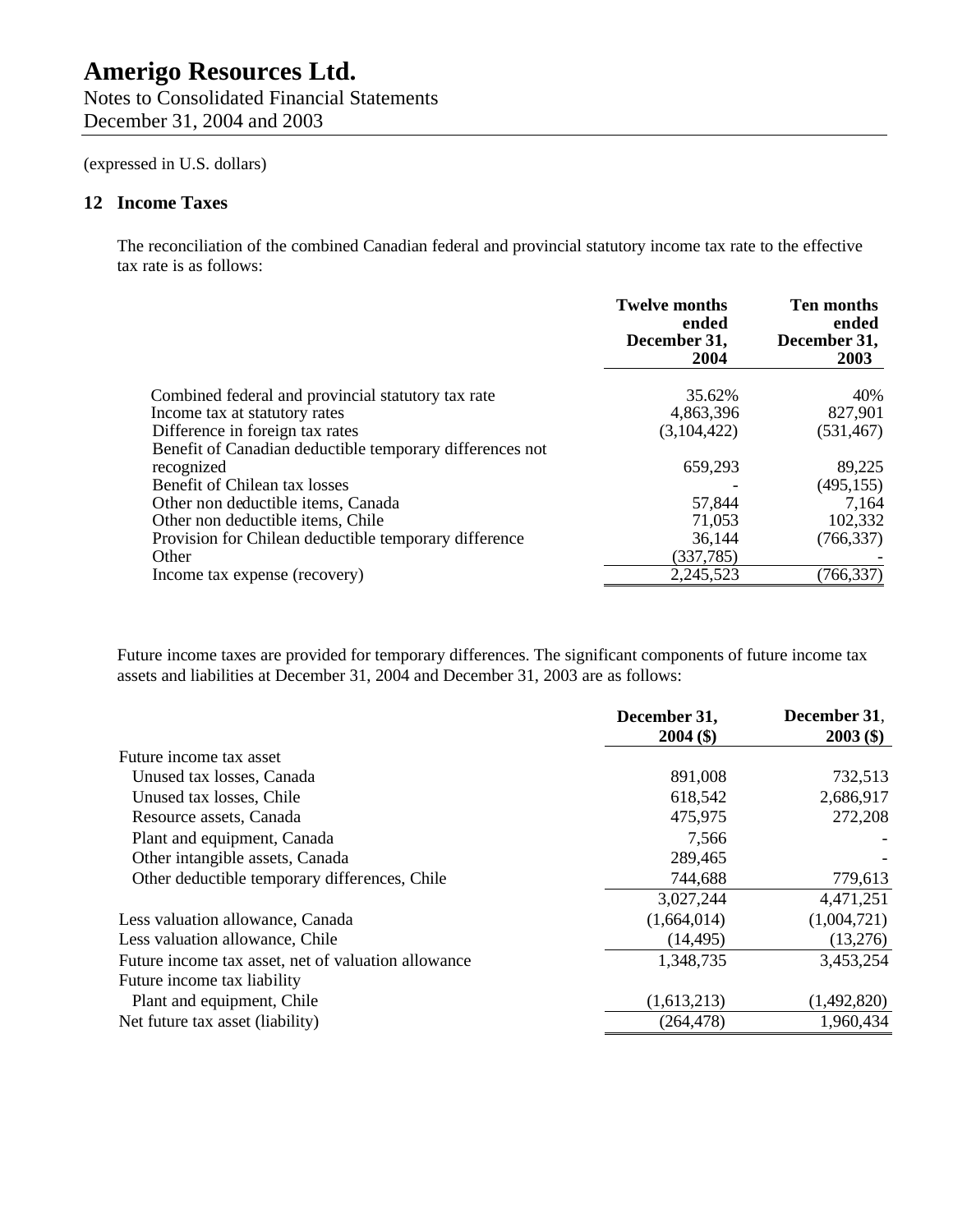# Amerigo Resources Ltd.

Notes to Consolidated Financial Statements
December 31, 2004 and 2003

(expressed in U.S. dollars)

## 12 Income Taxes

The reconciliation of the combined Canadian federal and provincial statutory income tax rate to the effective tax rate is as follows:

| | Twelve months ended December 31, 2004 | Ten months ended December 31, 2003 |
|---|---|---|
| Combined federal and provincial statutory tax rate | 35.62% | 40% |
| Income tax at statutory rates | 4,863,396 | 827,901 |
| Difference in foreign tax rates | (3,104,422) | (531,467) |
| Benefit of Canadian deductible temporary differences not recognized | 659,293 | 89,225 |
| Benefit of Chilean tax losses | - | (495,155) |
| Other non deductible items, Canada | 57,844 | 7,164 |
| Other non deductible items, Chile | 71,053 | 102,332 |
| Provision for Chilean deductible temporary difference | 36,144 | (766,337) |
| Other | (337,785) | - |
| Income tax expense (recovery) | 2,245,523 | (766,337) |

Future income taxes are provided for temporary differences. The significant components of future income tax assets and liabilities at December 31, 2004 and December 31, 2003 are as follows:

| | December 31, 2004 ($) | December 31, 2003 ($) |
|---|---|---|
| Future income tax asset | | |
| Unused tax losses, Canada | 891,008 | 732,513 |
| Unused tax losses, Chile | 618,542 | 2,686,917 |
| Resource assets, Canada | 475,975 | 272,208 |
| Plant and equipment, Canada | 7,566 | - |
| Other intangible assets, Canada | 289,465 | - |
| Other deductible temporary differences, Chile | 744,688 | 779,613 |
| | 3,027,244 | 4,471,251 |
| Less valuation allowance, Canada | (1,664,014) | (1,004,721) |
| Less valuation allowance, Chile | (14,495) | (13,276) |
| Future income tax asset, net of valuation allowance | 1,348,735 | 3,453,254 |
| Future income tax liability | | |
| Plant and equipment, Chile | (1,613,213) | (1,492,820) |
| Net future tax asset (liability) | (264,478) | 1,960,434 |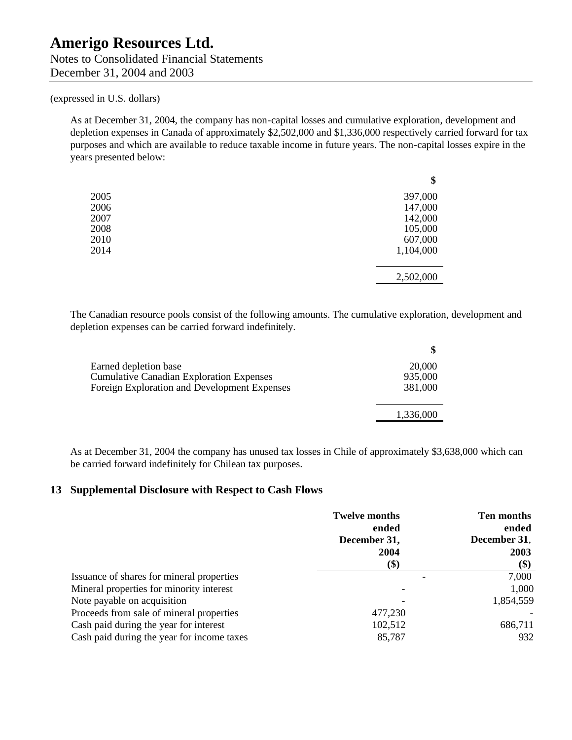(expressed in U.S. dollars)

As at December 31, 2004, the company has non-capital losses and cumulative exploration, development and depletion expenses in Canada of approximately $2,502,000 and $1,336,000 respectively carried forward for tax purposes and which are available to reduce taxable income in future years. The non-capital losses expire in the years presented below:

| | $ |
|---|---|
| 2005 | 397,000 |
| 2006 | 147,000 |
| 2007 | 142,000 |
| 2008 | 105,000 |
| 2010 | 607,000 |
| 2014 | 1,104,000 |
| | 2,502,000 |

The Canadian resource pools consist of the following amounts. The cumulative exploration, development and depletion expenses can be carried forward indefinitely.

| | $ |
|---|---|
| Earned depletion base | 20,000 |
| Cumulative Canadian Exploration Expenses | 935,000 |
| Foreign Exploration and Development Expenses | 381,000 |
| | 1,336,000 |

As at December 31, 2004 the company has unused tax losses in Chile of approximately $3,638,000 which can be carried forward indefinitely for Chilean tax purposes.

## 13 Supplemental Disclosure with Respect to Cash Flows

| | **Twelve months ended December 31, 2004 ($)** | **Ten months ended December 31, 2003 ($)** |
|---|---|---|
| Issuance of shares for mineral properties | - | 7,000 |
| Mineral properties for minority interest | - | 1,000 |
| Note payable on acquisition | - | 1,854,559 |
| Proceeds from sale of mineral properties | 477,230 | - |
| Cash paid during the year for interest | 102,512 | 686,711 |
| Cash paid during the year for income taxes | 85,787 | 932 |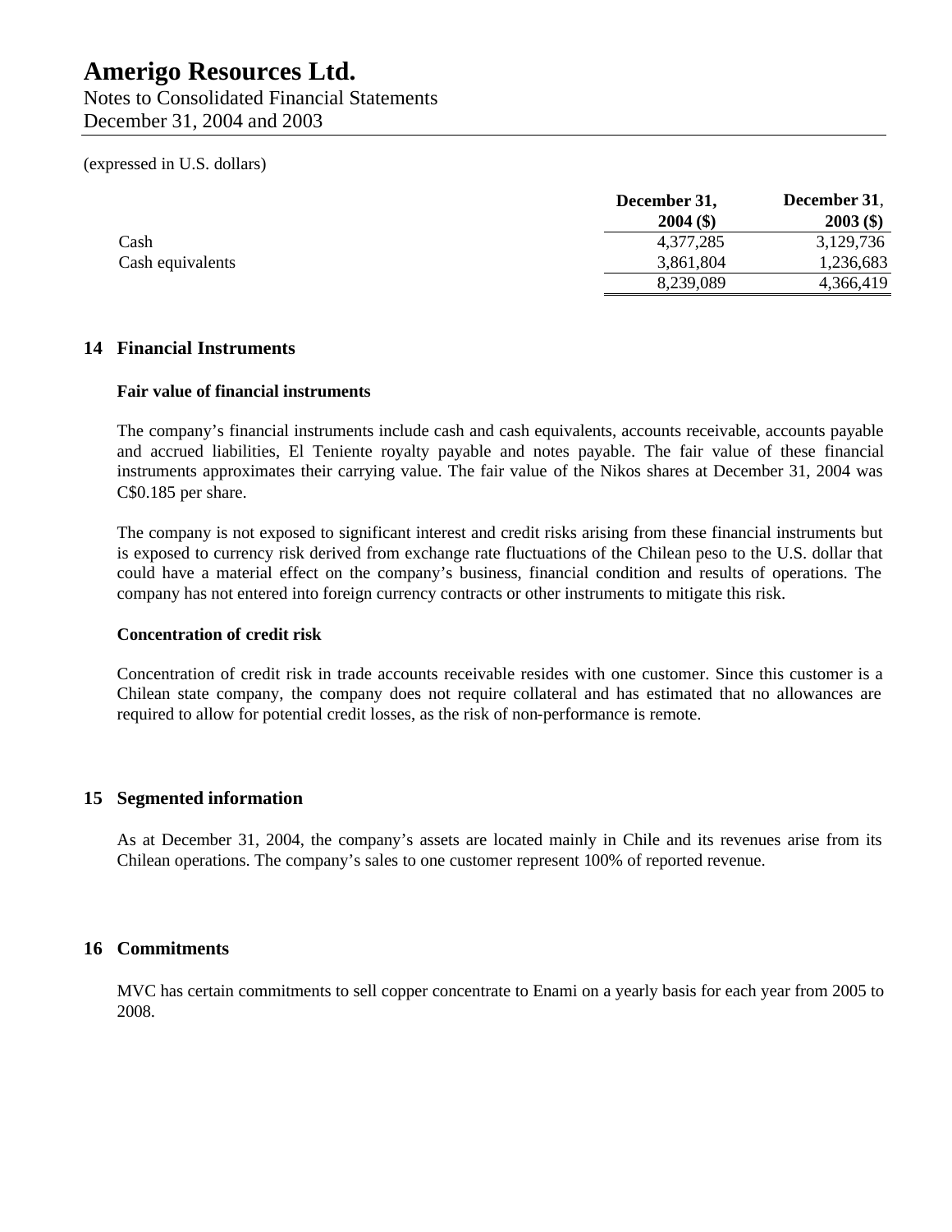(expressed in U.S. dollars)

| | December 31, 2004 ($) | December 31, 2003 ($) |
|---|---|---|
| Cash | 4,377,285 | 3,129,736 |
| Cash equivalents | 3,861,804 | 1,236,683 |
| | 8,239,089 | 4,366,419 |

## 14 Financial Instruments

### Fair value of financial instruments

The company's financial instruments include cash and cash equivalents, accounts receivable, accounts payable and accrued liabilities, El Teniente royalty payable and notes payable. The fair value of these financial instruments approximates their carrying value. The fair value of the Nikos shares at December 31, 2004 was C$0.185 per share.

The company is not exposed to significant interest and credit risks arising from these financial instruments but is exposed to currency risk derived from exchange rate fluctuations of the Chilean peso to the U.S. dollar that could have a material effect on the company's business, financial condition and results of operations. The company has not entered into foreign currency contracts or other instruments to mitigate this risk.

### Concentration of credit risk

Concentration of credit risk in trade accounts receivable resides with one customer. Since this customer is a Chilean state company, the company does not require collateral and has estimated that no allowances are required to allow for potential credit losses, as the risk of non-performance is remote.

## 15 Segmented information

As at December 31, 2004, the company's assets are located mainly in Chile and its revenues arise from its Chilean operations. The company's sales to one customer represent 100% of reported revenue.

## 16 Commitments

MVC has certain commitments to sell copper concentrate to Enami on a yearly basis for each year from 2005 to 2008.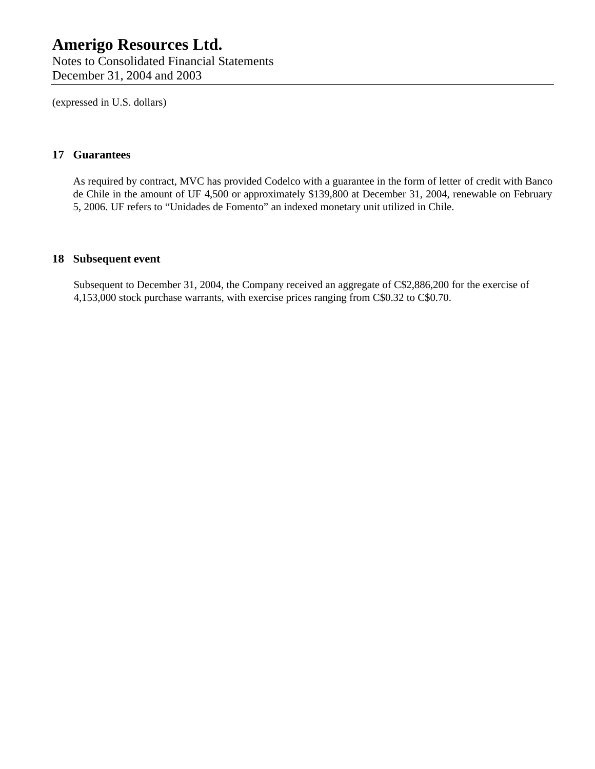(expressed in U.S. dollars)

## 17 Guarantees

As required by contract, MVC has provided Codelco with a guarantee in the form of letter of credit with Banco de Chile in the amount of UF 4,500 or approximately $139,800 at December 31, 2004, renewable on February 5, 2006. UF refers to “Unidades de Fomento” an indexed monetary unit utilized in Chile.

## 18 Subsequent event

Subsequent to December 31, 2004, the Company received an aggregate of C$2,886,200 for the exercise of 4,153,000 stock purchase warrants, with exercise prices ranging from C$0.32 to C$0.70.